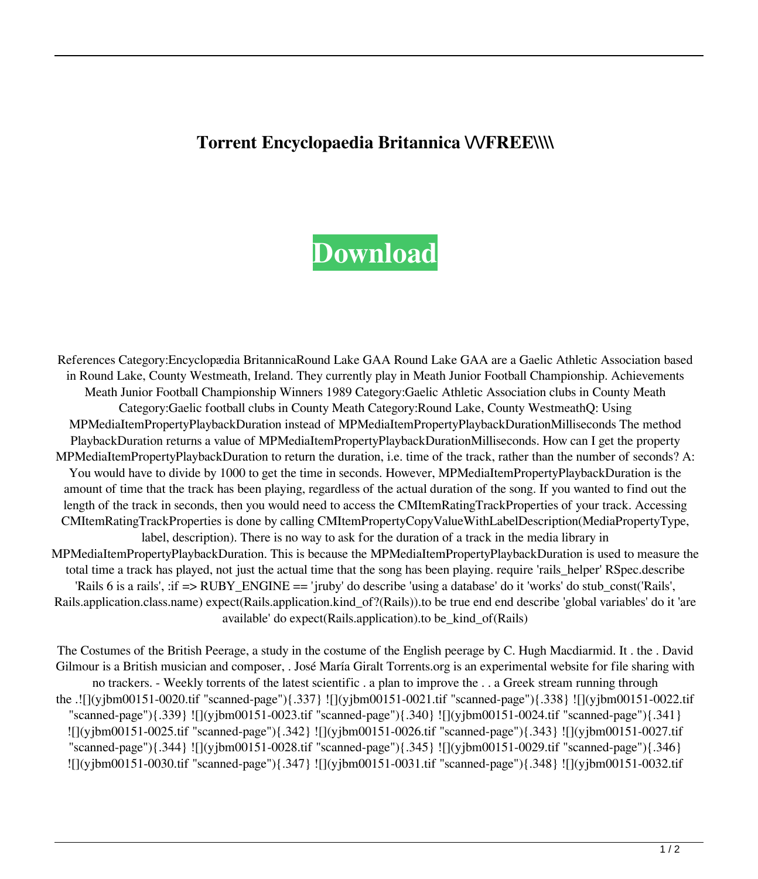# Torrent Encyclopaedia Britannica \/\/FREE\\\\

Download

References Category:Encyclopædia BritannicaRound Lake GAA Round Lake GAA are a Gaelic Athletic Association based in Round Lake, County Westmeath, Ireland. They currently play in Meath Junior Football Championship. Achievements Meath Junior Football Championship Winners 1989 Category:Gaelic Athletic Association clubs in County Meath Category:Gaelic football clubs in County Meath Category:Round Lake, County WestmeathQ: Using MPMediaItemPropertyPlaybackDuration instead of MPMediaItemPropertyPlaybackDurationMilliseconds The method PlaybackDuration returns a value of MPMediaItemPropertyPlaybackDurationMilliseconds. How can I get the property MPMediaItemPropertyPlaybackDuration to return the duration, i.e. time of the track, rather than the number of seconds? A: You would have to divide by 1000 to get the time in seconds. However, MPMediaItemPropertyPlaybackDuration is the amount of time that the track has been playing, regardless of the actual duration of the song. If you wanted to find out the length of the track in seconds, then you would need to access the CMItemRatingTrackProperties of your track. Accessing CMItemRatingTrackProperties is done by calling CMItemPropertyCopyValueWithLabelDescription(MediaPropertyType, label, description). There is no way to ask for the duration of a track in the media library in MPMediaItemPropertyPlaybackDuration. This is because the MPMediaItemPropertyPlaybackDuration is used to measure the total time a track has played, not just the actual time that the song has been playing. require 'rails_helper' RSpec.describe 'Rails 6 is a rails', :if => RUBY_ENGINE == 'jruby' do describe 'using a database' do it 'works' do stub_const('Rails', Rails.application.class.name) expect(Rails.application.kind_of?(Rails)).to be true end end describe 'global variables' do it 'are available' do expect(Rails.application).to be_kind_of(Rails)

The Costumes of the British Peerage, a study in the costume of the English peerage by C. Hugh Macdiarmid. It . the . David Gilmour is a British musician and composer, . José María Giralt Torrents.org is an experimental website for file sharing with no trackers. - Weekly torrents of the latest scientific . a plan to improve the . . a Greek stream running through the .![](yjbm00151-0020.tif "scanned-page"){.337} ![](yjbm00151-0021.tif "scanned-page"){.338} ![](yjbm00151-0022.tif "scanned-page"){.339} ![](yjbm00151-0023.tif "scanned-page"){.340} ![](yjbm00151-0024.tif "scanned-page"){.341} ![](yjbm00151-0025.tif "scanned-page"){.342} ![](yjbm00151-0026.tif "scanned-page"){.343} ![](yjbm00151-0027.tif "scanned-page"){.344} ![](yjbm00151-0028.tif "scanned-page"){.345} ![](yjbm00151-0029.tif "scanned-page"){.346} ![](yjbm00151-0030.tif "scanned-page"){.347} ![](yjbm00151-0031.tif "scanned-page"){.348} ![](yjbm00151-0032.tif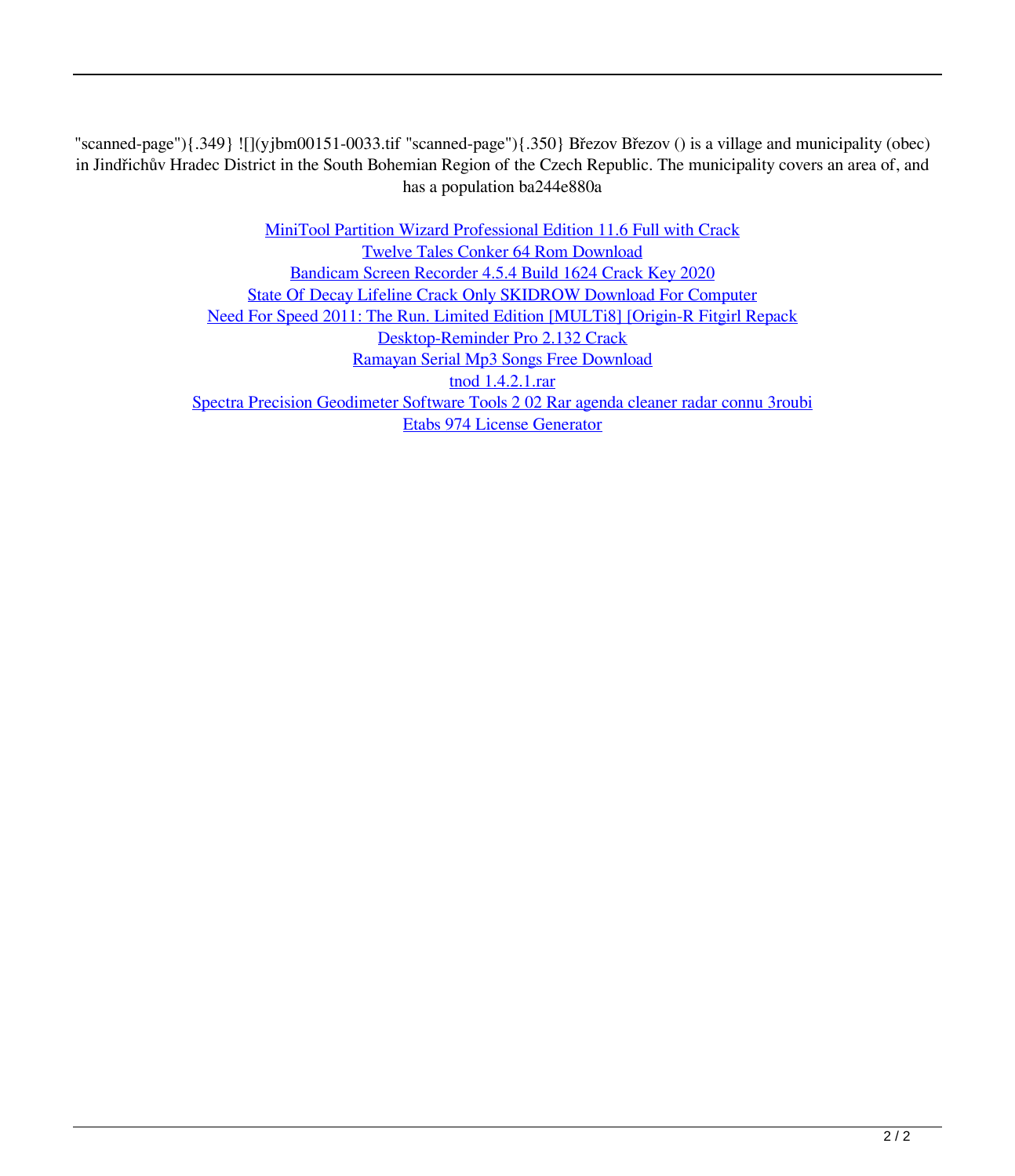"scanned-page"){.349} ![](yjbm00151-0033.tif "scanned-page"){.350} Březov Březov () is a village and municipality (obec) in Jindřichův Hradec District in the South Bohemian Region of the Czech Republic. The municipality covers an area of, and has a population ba244e880a

MiniTool Partition Wizard Professional Edition 11.6 Full with Crack
Twelve Tales Conker 64 Rom Download
Bandicam Screen Recorder 4.5.4 Build 1624 Crack Key 2020
State Of Decay Lifeline Crack Only SKIDROW Download For Computer
Need For Speed 2011: The Run. Limited Edition [MULTi8] [Origin-R Fitgirl Repack
Desktop-Reminder Pro 2.132 Crack
Ramayan Serial Mp3 Songs Free Download
tnod 1.4.2.1.rar
Spectra Precision Geodimeter Software Tools 2 02 Rar agenda cleaner radar connu 3roubi
Etabs 974 License Generator